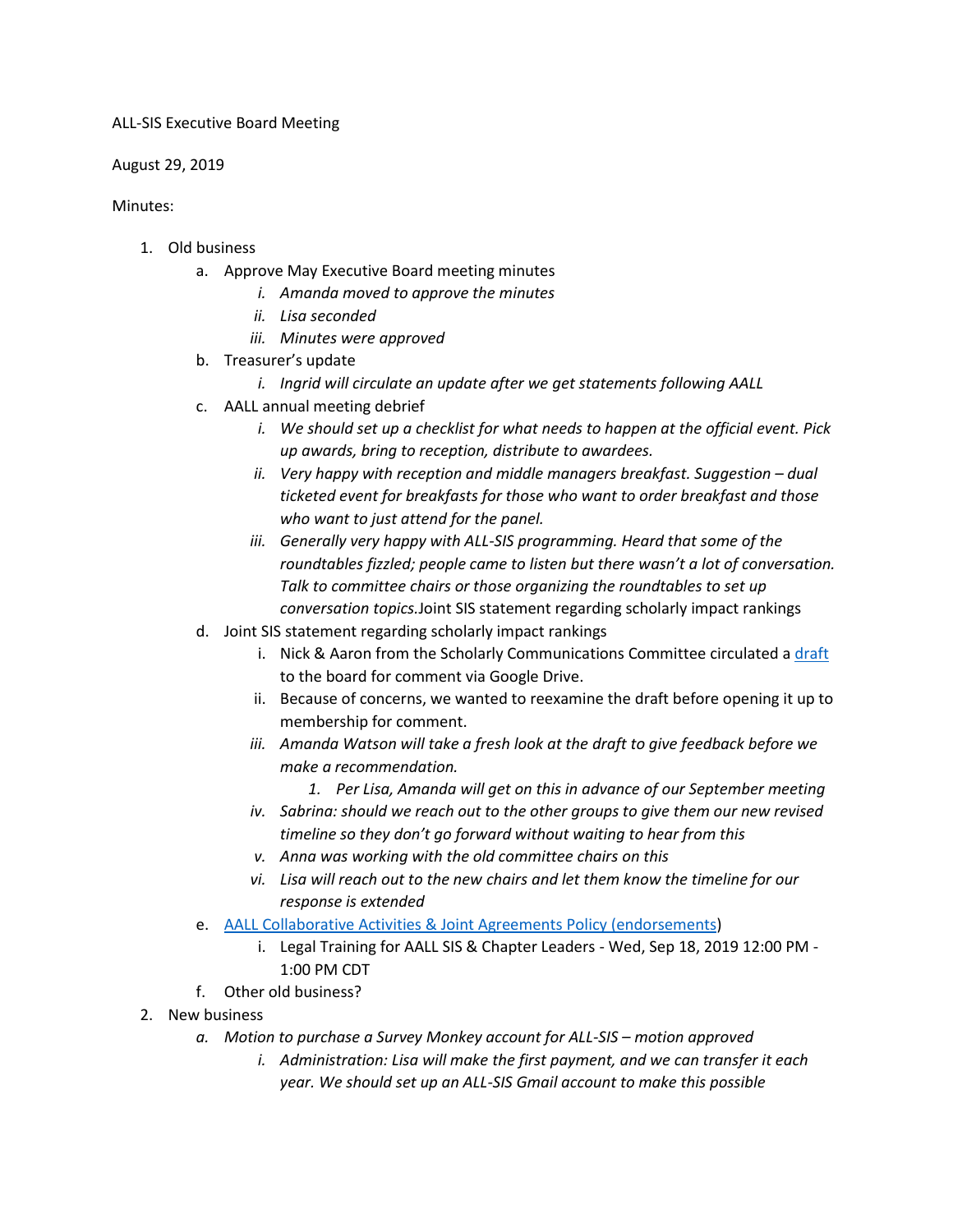ALL-SIS Executive Board Meeting

August 29, 2019

Minutes:

1. Old business
    a. Approve May Executive Board meeting minutes
        i. *Amanda moved to approve the minutes*
        ii. *Lisa seconded*
        iii. *Minutes were approved*
    b. Treasurer's update
        i. *Ingrid will circulate an update after we get statements following AALL*
    c. AALL annual meeting debrief
        i. *We should set up a checklist for what needs to happen at the official event. Pick up awards, bring to reception, distribute to awardees.*
        ii. *Very happy with reception and middle managers breakfast. Suggestion – dual ticketed event for breakfasts for those who want to order breakfast and those who want to just attend for the panel.*
        iii. *Generally very happy with ALL-SIS programming. Heard that some of the roundtables fizzled; people came to listen but there wasn't a lot of conversation. Talk to committee chairs or those organizing the roundtables to set up conversation topics.*Joint SIS statement regarding scholarly impact rankings
    d. Joint SIS statement regarding scholarly impact rankings
        i. Nick & Aaron from the Scholarly Communications Committee circulated a [draft](#) to the board for comment via Google Drive.
        ii. Because of concerns, we wanted to reexamine the draft before opening it up to membership for comment.
        iii. *Amanda Watson will take a fresh look at the draft to give feedback before we make a recommendation.*
            1. *Per Lisa, Amanda will get on this in advance of our September meeting*
        iv. *Sabrina: should we reach out to the other groups to give them our new revised timeline so they don't go forward without waiting to hear from this*
        v. *Anna was working with the old committee chairs on this*
        vi. *Lisa will reach out to the new chairs and let them know the timeline for our response is extended*
    e. [AALL Collaborative Activities & Joint Agreements Policy (endorsements](#))
        i. Legal Training for AALL SIS & Chapter Leaders - Wed, Sep 18, 2019 12:00 PM - 1:00 PM CDT
    f. Other old business?
2. New business
    a. *Motion to purchase a Survey Monkey account for ALL-SIS – motion approved*
        i. *Administration: Lisa will make the first payment, and we can transfer it each year. We should set up an ALL-SIS Gmail account to make this possible*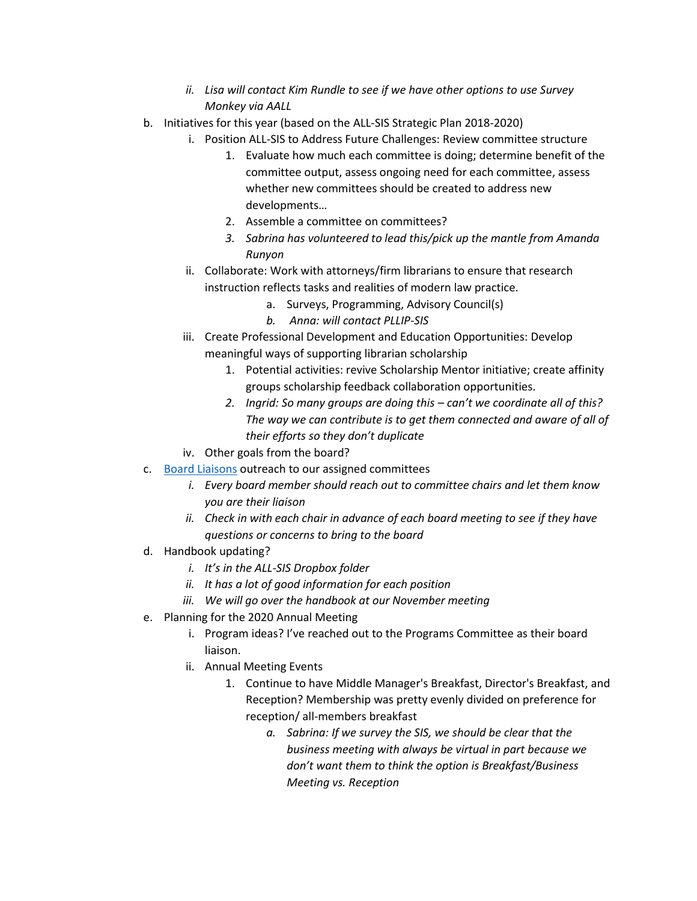- *ii. Lisa will contact Kim Rundle to see if we have other options to use Survey Monkey via AALL*

b. Initiatives for this year (based on the ALL-SIS Strategic Plan 2018-2020)

   i. Position ALL-SIS to Address Future Challenges: Review committee structure

      1. Evaluate how much each committee is doing; determine benefit of the committee output, assess ongoing need for each committee, assess whether new committees should be created to address new developments…
      2. Assemble a committee on committees?
      3. *Sabrina has volunteered to lead this/pick up the mantle from Amanda Runyon*

   ii. Collaborate: Work with attorneys/firm librarians to ensure that research instruction reflects tasks and realities of modern law practice.

      a. Surveys, Programming, Advisory Council(s)
      b. *Anna: will contact PLLIP-SIS*

   iii. Create Professional Development and Education Opportunities: Develop meaningful ways of supporting librarian scholarship

      1. Potential activities: revive Scholarship Mentor initiative; create affinity groups scholarship feedback collaboration opportunities.
      2. *Ingrid: So many groups are doing this – can't we coordinate all of this? The way we can contribute is to get them connected and aware of all of their efforts so they don't duplicate*

   iv. Other goals from the board?

c. [Board Liaisons](#) outreach to our assigned committees

   *i. Every board member should reach out to committee chairs and let them know you are their liaison*

   *ii. Check in with each chair in advance of each board meeting to see if they have questions or concerns to bring to the board*

d. Handbook updating?

   *i. It's in the ALL-SIS Dropbox folder*

   *ii. It has a lot of good information for each position*

   *iii. We will go over the handbook at our November meeting*

e. Planning for the 2020 Annual Meeting

   i. Program ideas? I've reached out to the Programs Committee as their board liaison.

   ii. Annual Meeting Events

      1. Continue to have Middle Manager's Breakfast, Director's Breakfast, and Reception? Membership was pretty evenly divided on preference for reception/ all-members breakfast

         a. *Sabrina: If we survey the SIS, we should be clear that the business meeting with always be virtual in part because we don't want them to think the option is Breakfast/Business Meeting vs. Reception*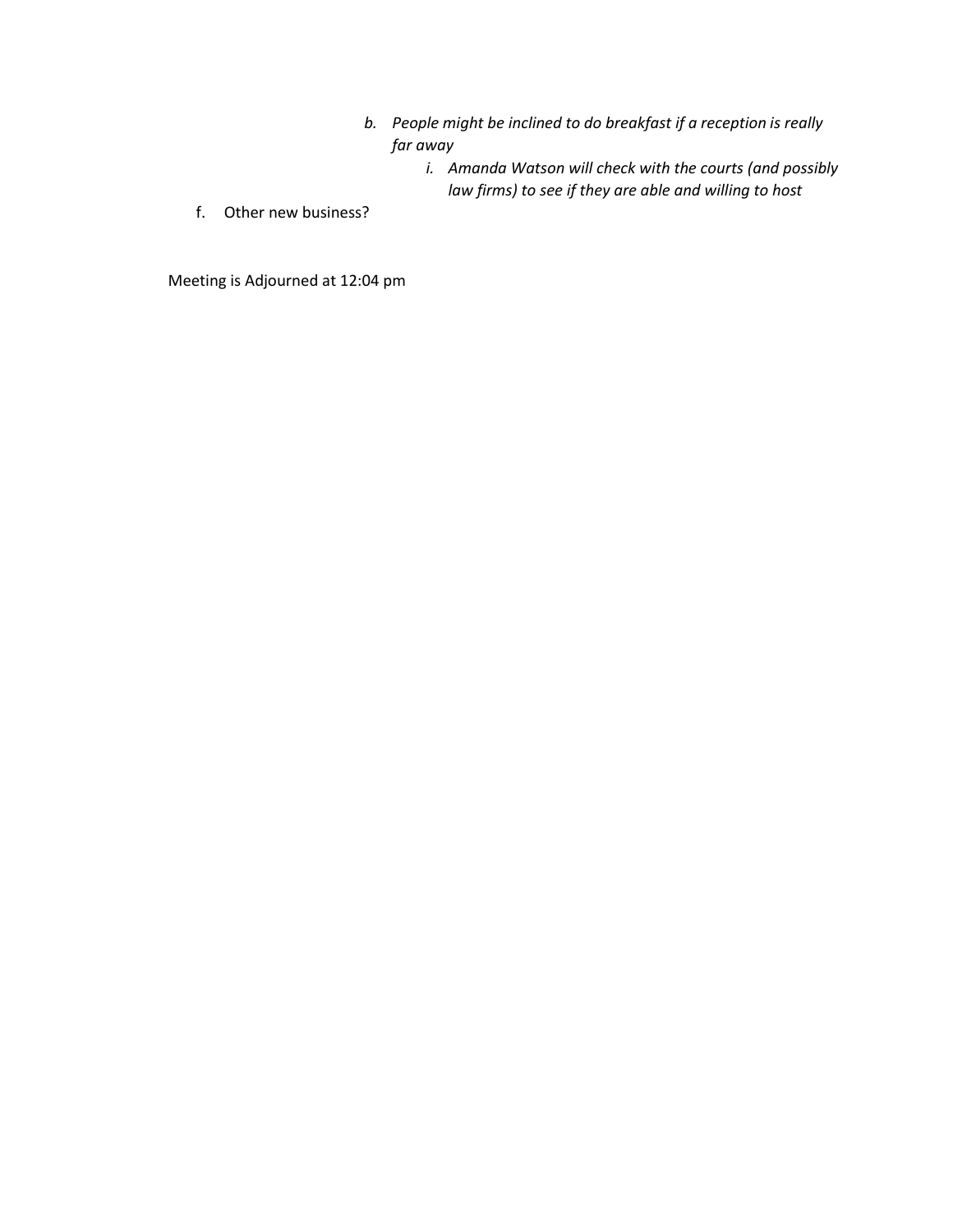b. *People might be inclined to do breakfast if a reception is really far away*
            i. *Amanda Watson will check with the courts (and possibly law firms) to see if they are able and willing to host*

f. Other new business?

Meeting is Adjourned at 12:04 pm